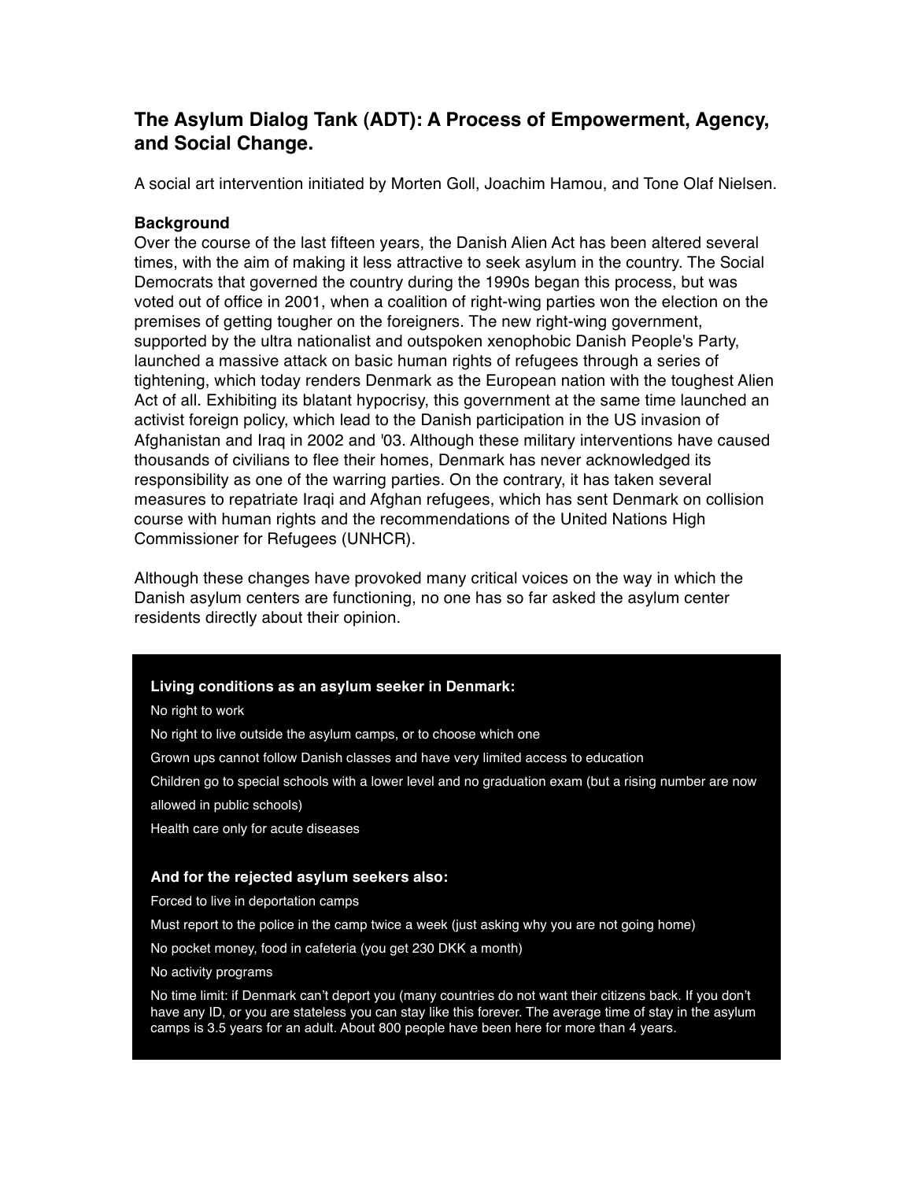# The Asylum Dialog Tank (ADT): A Process of Empowerment, Agency, and Social Change.

A social art intervention initiated by Morten Goll, Joachim Hamou, and Tone Olaf Nielsen.

## Background

Over the course of the last fifteen years, the Danish Alien Act has been altered several times, with the aim of making it less attractive to seek asylum in the country. The Social Democrats that governed the country during the 1990s began this process, but was voted out of office in 2001, when a coalition of right-wing parties won the election on the premises of getting tougher on the foreigners. The new right-wing government, supported by the ultra nationalist and outspoken xenophobic Danish People's Party, launched a massive attack on basic human rights of refugees through a series of tightening, which today renders Denmark as the European nation with the toughest Alien Act of all. Exhibiting its blatant hypocrisy, this government at the same time launched an activist foreign policy, which lead to the Danish participation in the US invasion of Afghanistan and Iraq in 2002 and '03. Although these military interventions have caused thousands of civilians to flee their homes, Denmark has never acknowledged its responsibility as one of the warring parties. On the contrary, it has taken several measures to repatriate Iraqi and Afghan refugees, which has sent Denmark on collision course with human rights and the recommendations of the United Nations High Commissioner for Refugees (UNHCR).

Although these changes have provoked many critical voices on the way in which the Danish asylum centers are functioning, no one has so far asked the asylum center residents directly about their opinion.

**Living conditions as an asylum seeker in Denmark:**

No right to work

No right to live outside the asylum camps, or to choose which one

Grown ups cannot follow Danish classes and have very limited access to education

Children go to special schools with a lower level and no graduation exam (but a rising number are now allowed in public schools)

Health care only for acute diseases

**And for the rejected asylum seekers also:**

Forced to live in deportation camps

Must report to the police in the camp twice a week (just asking why you are not going home)

No pocket money, food in cafeteria (you get 230 DKK a month)

No activity programs

No time limit: if Denmark can't deport you (many countries do not want their citizens back. If you don't have any ID, or you are stateless you can stay like this forever. The average time of stay in the asylum camps is 3.5 years for an adult. About 800 people have been here for more than 4 years.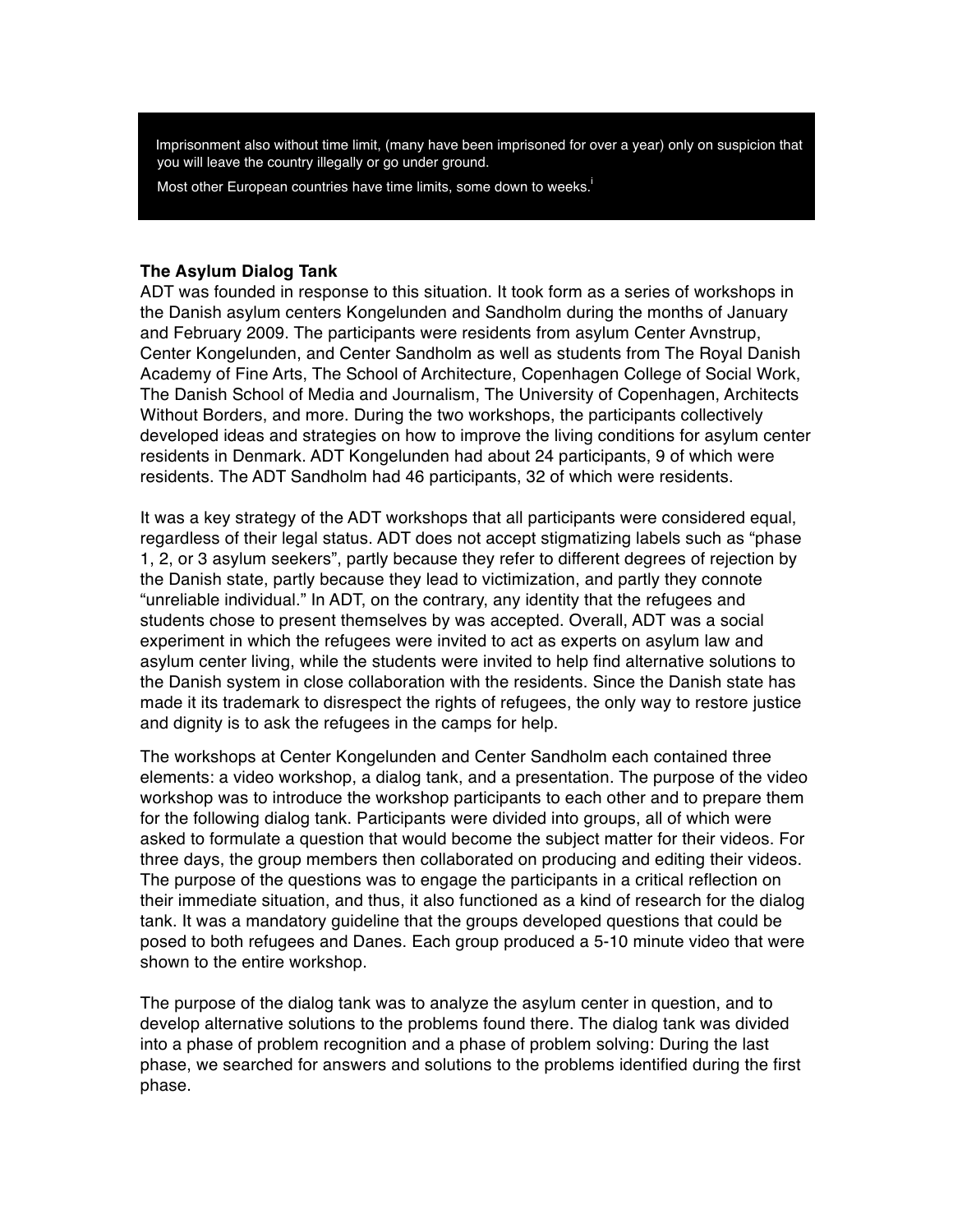Imprisonment also without time limit, (many have been imprisoned for over a year) only on suspicion that you will leave the country illegally or go under ground.

Most other European countries have time limits, some down to weeks.[i]

**The Asylum Dialog Tank**

ADT was founded in response to this situation. It took form as a series of workshops in the Danish asylum centers Kongelunden and Sandholm during the months of January and February 2009. The participants were residents from asylum Center Avnstrup, Center Kongelunden, and Center Sandholm as well as students from The Royal Danish Academy of Fine Arts, The School of Architecture, Copenhagen College of Social Work, The Danish School of Media and Journalism, The University of Copenhagen, Architects Without Borders, and more. During the two workshops, the participants collectively developed ideas and strategies on how to improve the living conditions for asylum center residents in Denmark. ADT Kongelunden had about 24 participants, 9 of which were residents. The ADT Sandholm had 46 participants, 32 of which were residents.

It was a key strategy of the ADT workshops that all participants were considered equal, regardless of their legal status. ADT does not accept stigmatizing labels such as "phase 1, 2, or 3 asylum seekers", partly because they refer to different degrees of rejection by the Danish state, partly because they lead to victimization, and partly they connote "unreliable individual." In ADT, on the contrary, any identity that the refugees and students chose to present themselves by was accepted. Overall, ADT was a social experiment in which the refugees were invited to act as experts on asylum law and asylum center living, while the students were invited to help find alternative solutions to the Danish system in close collaboration with the residents. Since the Danish state has made it its trademark to disrespect the rights of refugees, the only way to restore justice and dignity is to ask the refugees in the camps for help.

The workshops at Center Kongelunden and Center Sandholm each contained three elements: a video workshop, a dialog tank, and a presentation. The purpose of the video workshop was to introduce the workshop participants to each other and to prepare them for the following dialog tank. Participants were divided into groups, all of which were asked to formulate a question that would become the subject matter for their videos. For three days, the group members then collaborated on producing and editing their videos. The purpose of the questions was to engage the participants in a critical reflection on their immediate situation, and thus, it also functioned as a kind of research for the dialog tank. It was a mandatory guideline that the groups developed questions that could be posed to both refugees and Danes. Each group produced a 5-10 minute video that were shown to the entire workshop.

The purpose of the dialog tank was to analyze the asylum center in question, and to develop alternative solutions to the problems found there. The dialog tank was divided into a phase of problem recognition and a phase of problem solving: During the last phase, we searched for answers and solutions to the problems identified during the first phase.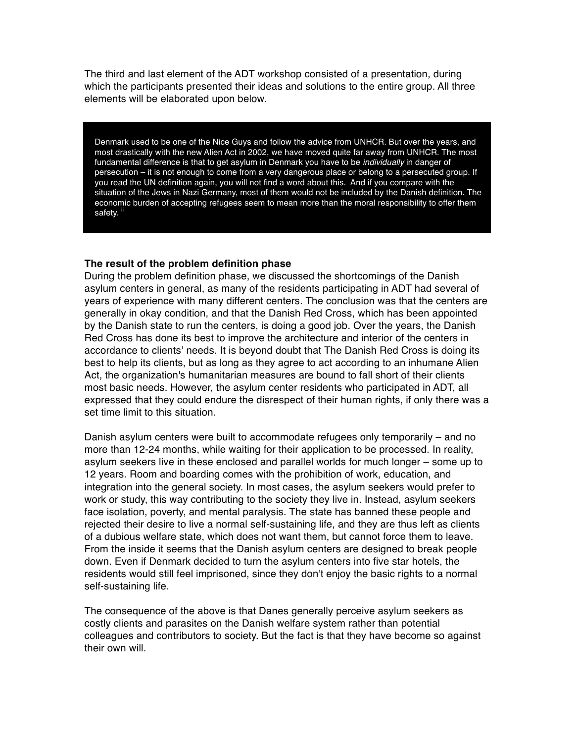The third and last element of the ADT workshop consisted of a presentation, during which the participants presented their ideas and solutions to the entire group. All three elements will be elaborated upon below.

> Denmark used to be one of the Nice Guys and follow the advice from UNHCR. But over the years, and most drastically with the new Alien Act in 2002, we have moved quite far away from UNHCR. The most fundamental difference is that to get asylum in Denmark you have to be *individually* in danger of persecution – it is not enough to come from a very dangerous place or belong to a persecuted group. If you read the UN definition again, you will not find a word about this. And if you compare with the situation of the Jews in Nazi Germany, most of them would not be included by the Danish definition. The economic burden of accepting refugees seem to mean more than the moral responsibility to offer them safety. [ii]

**The result of the problem definition phase**

During the problem definition phase, we discussed the shortcomings of the Danish asylum centers in general, as many of the residents participating in ADT had several of years of experience with many different centers. The conclusion was that the centers are generally in okay condition, and that the Danish Red Cross, which has been appointed by the Danish state to run the centers, is doing a good job. Over the years, the Danish Red Cross has done its best to improve the architecture and interior of the centers in accordance to clients' needs. It is beyond doubt that The Danish Red Cross is doing its best to help its clients, but as long as they agree to act according to an inhumane Alien Act, the organization's humanitarian measures are bound to fall short of their clients most basic needs. However, the asylum center residents who participated in ADT, all expressed that they could endure the disrespect of their human rights, if only there was a set time limit to this situation.

Danish asylum centers were built to accommodate refugees only temporarily – and no more than 12-24 months, while waiting for their application to be processed. In reality, asylum seekers live in these enclosed and parallel worlds for much longer – some up to 12 years. Room and boarding comes with the prohibition of work, education, and integration into the general society. In most cases, the asylum seekers would prefer to work or study, this way contributing to the society they live in. Instead, asylum seekers face isolation, poverty, and mental paralysis. The state has banned these people and rejected their desire to live a normal self-sustaining life, and they are thus left as clients of a dubious welfare state, which does not want them, but cannot force them to leave. From the inside it seems that the Danish asylum centers are designed to break people down. Even if Denmark decided to turn the asylum centers into five star hotels, the residents would still feel imprisoned, since they don't enjoy the basic rights to a normal self-sustaining life.

The consequence of the above is that Danes generally perceive asylum seekers as costly clients and parasites on the Danish welfare system rather than potential colleagues and contributors to society. But the fact is that they have become so against their own will.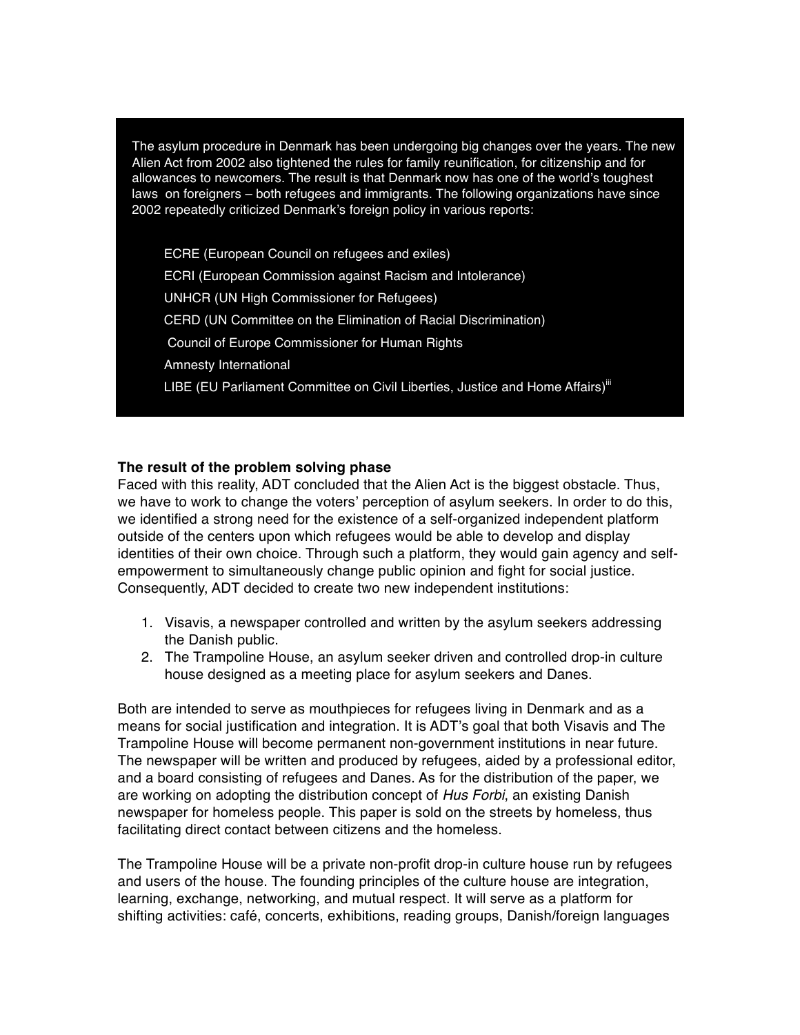The asylum procedure in Denmark has been undergoing big changes over the years. The new Alien Act from 2002 also tightened the rules for family reunification, for citizenship and for allowances to newcomers. The result is that Denmark now has one of the world's toughest laws on foreigners – both refugees and immigrants. The following organizations have since 2002 repeatedly criticized Denmark's foreign policy in various reports:

- ECRE (European Council on refugees and exiles)
- ECRI (European Commission against Racism and Intolerance)
- UNHCR (UN High Commissioner for Refugees)
- CERD (UN Committee on the Elimination of Racial Discrimination)
- Council of Europe Commissioner for Human Rights
- Amnesty International
- LIBE (EU Parliament Committee on Civil Liberties, Justice and Home Affairs)[iii]

**The result of the problem solving phase**

Faced with this reality, ADT concluded that the Alien Act is the biggest obstacle. Thus, we have to work to change the voters' perception of asylum seekers. In order to do this, we identified a strong need for the existence of a self-organized independent platform outside of the centers upon which refugees would be able to develop and display identities of their own choice. Through such a platform, they would gain agency and self-empowerment to simultaneously change public opinion and fight for social justice. Consequently, ADT decided to create two new independent institutions:

1. Visavis, a newspaper controlled and written by the asylum seekers addressing the Danish public.
2. The Trampoline House, an asylum seeker driven and controlled drop-in culture house designed as a meeting place for asylum seekers and Danes.

Both are intended to serve as mouthpieces for refugees living in Denmark and as a means for social justification and integration. It is ADT's goal that both Visavis and The Trampoline House will become permanent non-government institutions in near future. The newspaper will be written and produced by refugees, aided by a professional editor, and a board consisting of refugees and Danes. As for the distribution of the paper, we are working on adopting the distribution concept of *Hus Forbi*, an existing Danish newspaper for homeless people. This paper is sold on the streets by homeless, thus facilitating direct contact between citizens and the homeless.

The Trampoline House will be a private non-profit drop-in culture house run by refugees and users of the house. The founding principles of the culture house are integration, learning, exchange, networking, and mutual respect. It will serve as a platform for shifting activities: café, concerts, exhibitions, reading groups, Danish/foreign languages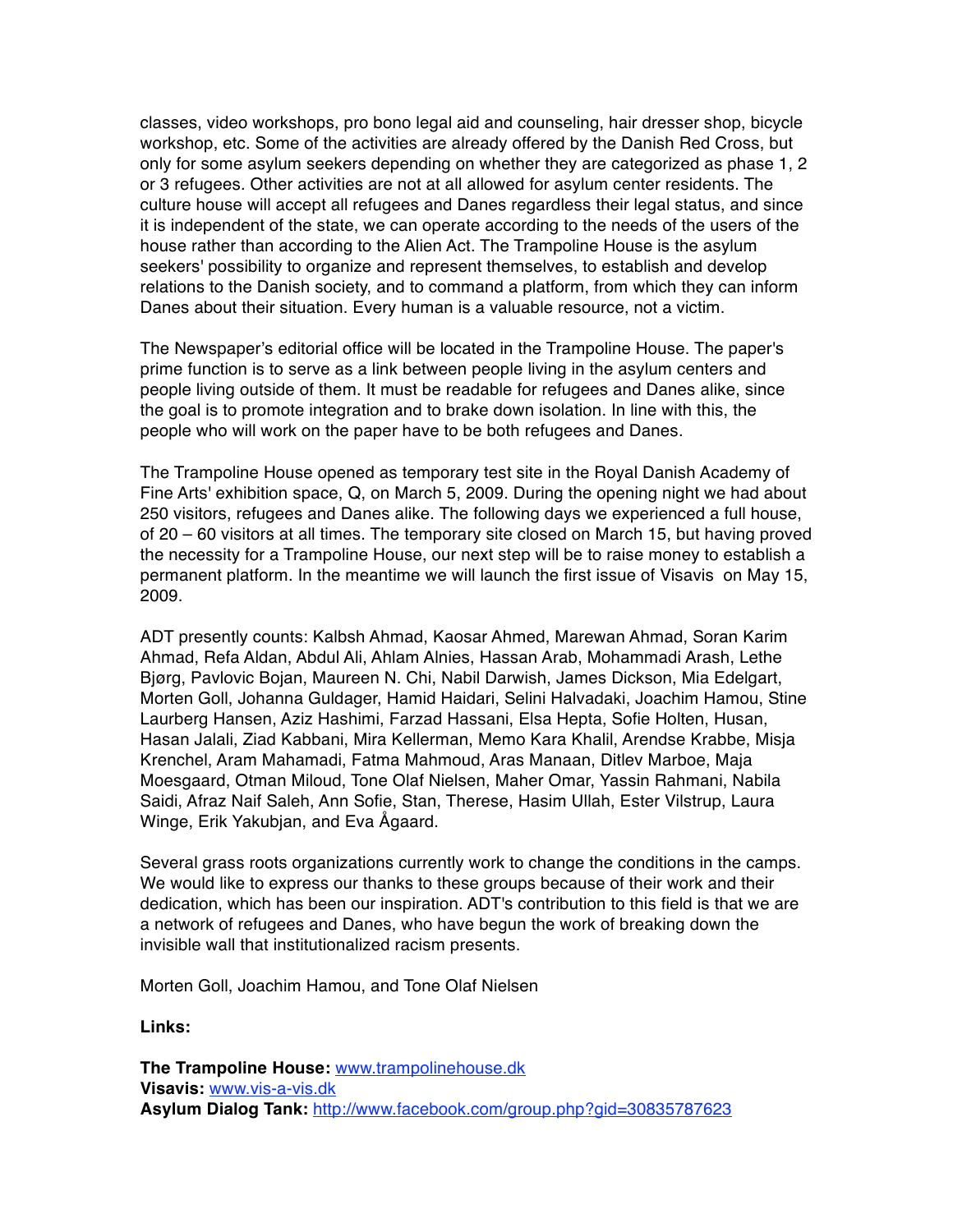classes, video workshops, pro bono legal aid and counseling, hair dresser shop, bicycle workshop, etc. Some of the activities are already offered by the Danish Red Cross, but only for some asylum seekers depending on whether they are categorized as phase 1, 2 or 3 refugees. Other activities are not at all allowed for asylum center residents. The culture house will accept all refugees and Danes regardless their legal status, and since it is independent of the state, we can operate according to the needs of the users of the house rather than according to the Alien Act. The Trampoline House is the asylum seekers' possibility to organize and represent themselves, to establish and develop relations to the Danish society, and to command a platform, from which they can inform Danes about their situation. Every human is a valuable resource, not a victim.

The Newspaper's editorial office will be located in the Trampoline House. The paper's prime function is to serve as a link between people living in the asylum centers and people living outside of them. It must be readable for refugees and Danes alike, since the goal is to promote integration and to brake down isolation. In line with this, the people who will work on the paper have to be both refugees and Danes.

The Trampoline House opened as temporary test site in the Royal Danish Academy of Fine Arts' exhibition space, Q, on March 5, 2009. During the opening night we had about 250 visitors, refugees and Danes alike. The following days we experienced a full house, of 20 – 60 visitors at all times. The temporary site closed on March 15, but having proved the necessity for a Trampoline House, our next step will be to raise money to establish a permanent platform. In the meantime we will launch the first issue of Visavis on May 15, 2009.

ADT presently counts: Kalbsh Ahmad, Kaosar Ahmed, Marewan Ahmad, Soran Karim Ahmad, Refa Aldan, Abdul Ali, Ahlam Alnies, Hassan Arab, Mohammadi Arash, Lethe Bjørg, Pavlovic Bojan, Maureen N. Chi, Nabil Darwish, James Dickson, Mia Edelgart, Morten Goll, Johanna Guldager, Hamid Haidari, Selini Halvadaki, Joachim Hamou, Stine Laurberg Hansen, Aziz Hashimi, Farzad Hassani, Elsa Hepta, Sofie Holten, Husan, Hasan Jalali, Ziad Kabbani, Mira Kellerman, Memo Kara Khalil, Arendse Krabbe, Misja Krenchel, Aram Mahamadi, Fatma Mahmoud, Aras Manaan, Ditlev Marboe, Maja Moesgaard, Otman Miloud, Tone Olaf Nielsen, Maher Omar, Yassin Rahmani, Nabila Saidi, Afraz Naif Saleh, Ann Sofie, Stan, Therese, Hasim Ullah, Ester Vilstrup, Laura Winge, Erik Yakubjan, and Eva Ågaard.

Several grass roots organizations currently work to change the conditions in the camps. We would like to express our thanks to these groups because of their work and their dedication, which has been our inspiration. ADT's contribution to this field is that we are a network of refugees and Danes, who have begun the work of breaking down the invisible wall that institutionalized racism presents.

Morten Goll, Joachim Hamou, and Tone Olaf Nielsen

**Links:**

**The Trampoline House:** www.trampolinehouse.dk
**Visavis:** www.vis-a-vis.dk
**Asylum Dialog Tank:** http://www.facebook.com/group.php?gid=30835787623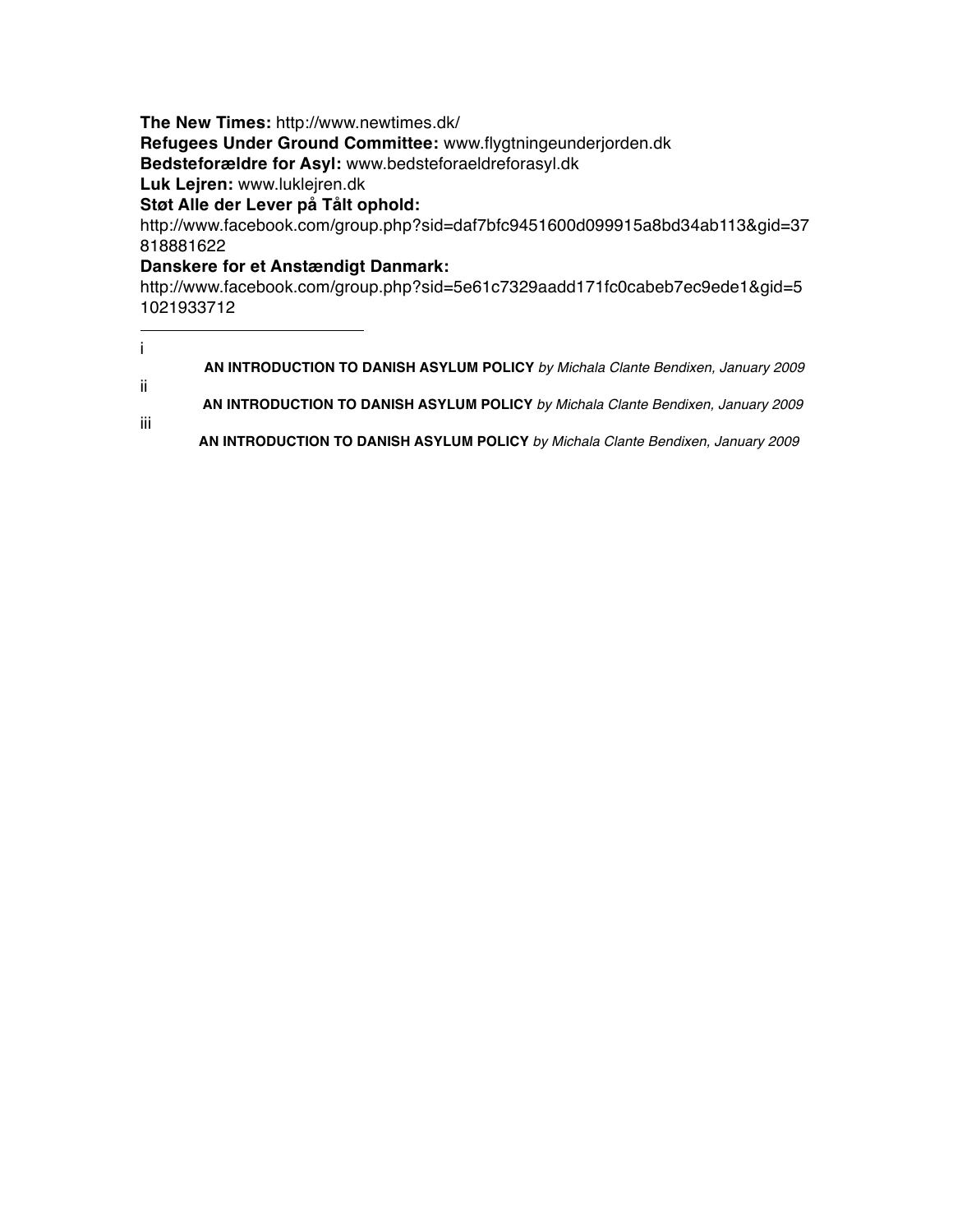**The New Times:** http://www.newtimes.dk/
**Refugees Under Ground Committee:** www.flygtningeunderjorden.dk
**Bedsteforældre for Asyl:** www.bedsteforaeldreforasyl.dk
**Luk Lejren:** www.luklejren.dk
**Støt Alle der Lever på Tålt ophold:**
http://www.facebook.com/group.php?sid=daf7bfc9451600d099915a8bd34ab113&gid=37818881622
**Danskere for et Anstændigt Danmark:**
http://www.facebook.com/group.php?sid=5e61c7329aadd171fc0cabeb7ec9ede1&gid=51021933712

---

i **AN INTRODUCTION TO DANISH ASYLUM POLICY** *by Michala Clante Bendixen, January 2009*

ii **AN INTRODUCTION TO DANISH ASYLUM POLICY** *by Michala Clante Bendixen, January 2009*

iii **AN INTRODUCTION TO DANISH ASYLUM POLICY** *by Michala Clante Bendixen, January 2009*